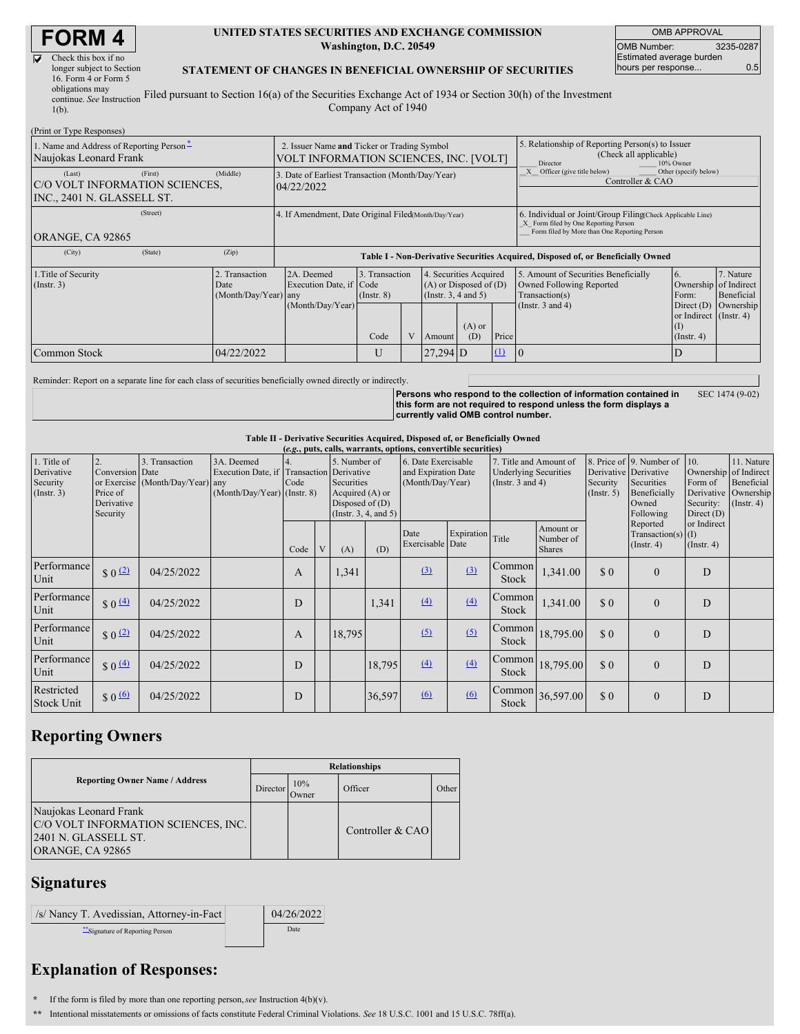# FORM 4

☑ Check this box if no longer subject to Section 16. Form 4 or Form 5 obligations may continue. *See* Instruction 1(b).

**UNITED STATES SECURITIES AND EXCHANGE COMMISSION**
**Washington, D.C. 20549**

**STATEMENT OF CHANGES IN BENEFICIAL OWNERSHIP OF SECURITIES**

Filed pursuant to Section 16(a) of the Securities Exchange Act of 1934 or Section 30(h) of the Investment Company Act of 1940

| OMB APPROVAL | |
|---|---|
| OMB Number: | 3235-0287 |
| Estimated average burden hours per response... | 0.5 |

(Print or Type Responses)

| | | |
|---|---|---|
| 1. Name and Address of Reporting Person* <br> Naujokas Leonard Frank | 2. Issuer Name **and** Ticker or Trading Symbol <br> VOLT INFORMATION SCIENCES, INC. [VOLT] | 5. Relationship of Reporting Person(s) to Issuer (Check all applicable) <br> ___ Director ___ 10% Owner <br> _X_ Officer (give title below) ___ Other (specify below) <br> Controller & CAO |
| (Last) (First) (Middle) <br> C/O VOLT INFORMATION SCIENCES, INC., 2401 N. GLASSELL ST. | 3. Date of Earliest Transaction (Month/Day/Year) <br> 04/22/2022 | |
| (Street) <br> ORANGE, CA 92865 | 4. If Amendment, Date Original Filed (Month/Day/Year) | 6. Individual or Joint/Group Filing (Check Applicable Line) <br> _X_ Form filed by One Reporting Person <br> ___ Form filed by More than One Reporting Person |
| (City) (State) (Zip) | | |

**Table I - Non-Derivative Securities Acquired, Disposed of, or Beneficially Owned**

| 1.Title of Security (Instr. 3) | 2. Transaction Date (Month/Day/Year) | 2A. Deemed Execution Date, if any (Month/Day/Year) | 3. Transaction Code (Instr. 8) Code | V | 4. Securities Acquired (A) or Disposed of (D) (Instr. 3, 4 and 5) Amount | (A) or (D) | Price | 5. Amount of Securities Beneficially Owned Following Reported Transaction(s) (Instr. 3 and 4) | 6. Ownership Form: Direct (D) or Indirect (I) (Instr. 4) | 7. Nature of Indirect Beneficial Ownership (Instr. 4) |
|---|---|---|---|---|---|---|---|---|---|---|
| Common Stock | 04/22/2022 | | U | | 27,294 | D | (1) | 0 | D | |

Reminder: Report on a separate line for each class of securities beneficially owned directly or indirectly.

**Persons who respond to the collection of information contained in this form are not required to respond unless the form displays a currently valid OMB control number.** SEC 1474 (9-02)

**Table II - Derivative Securities Acquired, Disposed of, or Beneficially Owned**
***(e.g., puts, calls, warrants, options, convertible securities)***

| 1. Title of Derivative Security (Instr. 3) | 2. Conversion or Exercise Price of Derivative Security | 3. Transaction Date (Month/Day/Year) | 3A. Deemed Execution Date, if any (Month/Day/Year) | 4. Transaction Code (Instr. 8) Code | V | 5. Number of Derivative Securities Acquired (A) or Disposed of (D) (Instr. 3, 4, and 5) (A) | (D) | 6. Date Exercisable and Expiration Date (Month/Day/Year) Date Exercisable | Expiration Date | 7. Title and Amount of Underlying Securities (Instr. 3 and 4) Title | Amount or Number of Shares | 8. Price of Derivative Security (Instr. 5) | 9. Number of Derivative Securities Beneficially Owned Following Reported Transaction(s) (Instr. 4) | 10. Ownership Form of Derivative Security: Direct (D) or Indirect (I) (Instr. 4) | 11. Nature of Indirect Beneficial Ownership (Instr. 4) |
|---|---|---|---|---|---|---|---|---|---|---|---|---|---|---|---|
| Performance Unit | $ 0 (2) | 04/25/2022 | | A | | 1,341 | | (3) | (3) | Common Stock | 1,341.00 | $ 0 | 0 | D | |
| Performance Unit | $ 0 (4) | 04/25/2022 | | D | | | 1,341 | (4) | (4) | Common Stock | 1,341.00 | $ 0 | 0 | D | |
| Performance Unit | $ 0 (2) | 04/25/2022 | | A | | 18,795 | | (5) | (5) | Common Stock | 18,795.00 | $ 0 | 0 | D | |
| Performance Unit | $ 0 (4) | 04/25/2022 | | D | | | 18,795 | (4) | (4) | Common Stock | 18,795.00 | $ 0 | 0 | D | |
| Restricted Stock Unit | $ 0 (6) | 04/25/2022 | | D | | | 36,597 | (6) | (6) | Common Stock | 36,597.00 | $ 0 | 0 | D | |

## Reporting Owners

| Reporting Owner Name / Address | Director | 10% Owner | Officer | Other |
|---|---|---|---|---|
| Naujokas Leonard Frank <br> C/O VOLT INFORMATION SCIENCES, INC. <br> 2401 N. GLASSELL ST. <br> ORANGE, CA 92865 | | | Controller & CAO | |

## Signatures

| | |
|---|---|
| /s/ Nancy T. Avedissian, Attorney-in-Fact | 04/26/2022 |
| **Signature of Reporting Person | Date |

## Explanation of Responses:

\* If the form is filed by more than one reporting person, *see* Instruction 4(b)(v).

\*\* Intentional misstatements or omissions of facts constitute Federal Criminal Violations. *See* 18 U.S.C. 1001 and 15 U.S.C. 78ff(a).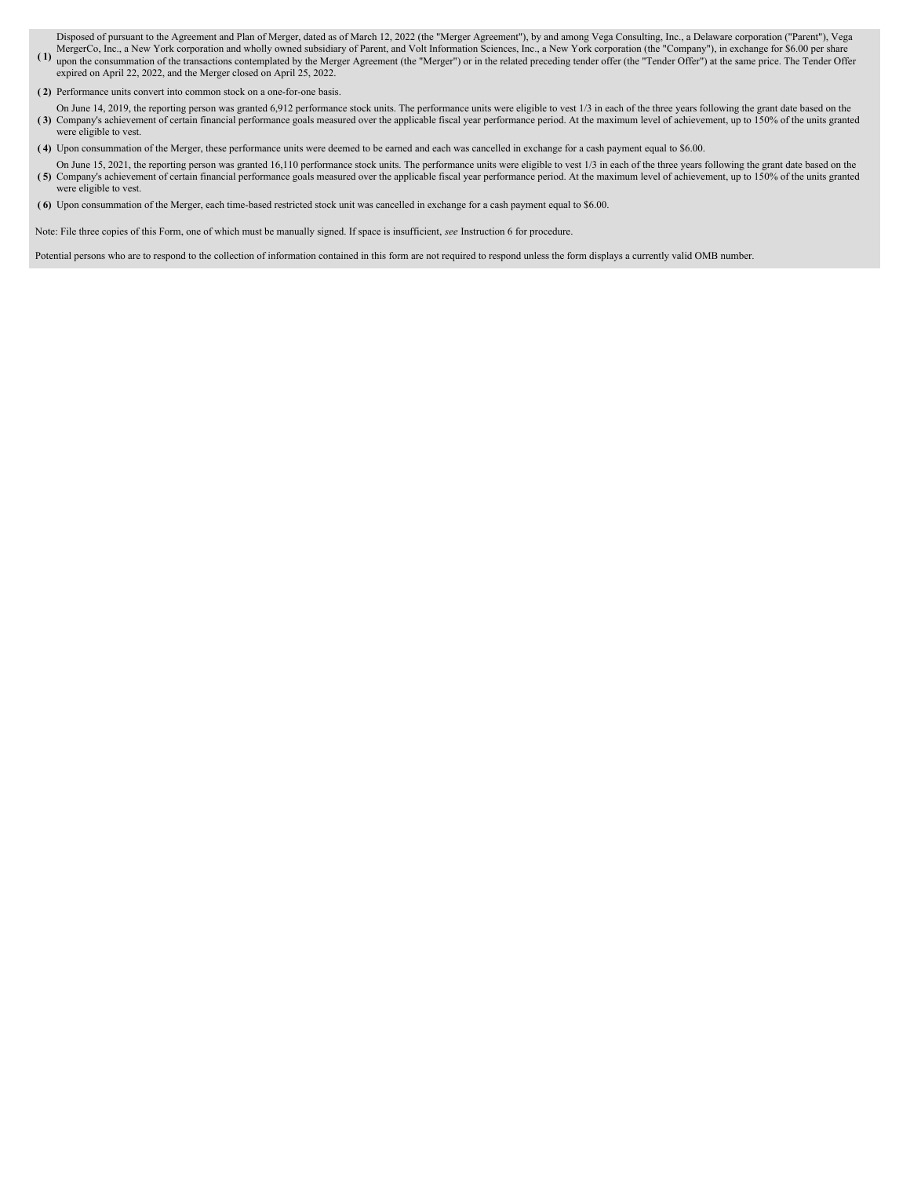**( 1)** Disposed of pursuant to the Agreement and Plan of Merger, dated as of March 12, 2022 (the "Merger Agreement"), by and among Vega Consulting, Inc., a Delaware corporation ("Parent"), Vega MergerCo, Inc., a New York corporation and wholly owned subsidiary of Parent, and Volt Information Sciences, Inc., a New York corporation (the "Company"), in exchange for $6.00 per share upon the consummation of the transactions contemplated by the Merger Agreement (the "Merger") or in the related preceding tender offer (the "Tender Offer") at the same price. The Tender Offer expired on April 22, 2022, and the Merger closed on April 25, 2022.

**( 2)** Performance units convert into common stock on a one-for-one basis.

**( 3)** On June 14, 2019, the reporting person was granted 6,912 performance stock units. The performance units were eligible to vest 1/3 in each of the three years following the grant date based on the Company's achievement of certain financial performance goals measured over the applicable fiscal year performance period. At the maximum level of achievement, up to 150% of the units granted were eligible to vest.

**( 4)** Upon consummation of the Merger, these performance units were deemed to be earned and each was cancelled in exchange for a cash payment equal to $6.00.

**( 5)** On June 15, 2021, the reporting person was granted 16,110 performance stock units. The performance units were eligible to vest 1/3 in each of the three years following the grant date based on the Company's achievement of certain financial performance goals measured over the applicable fiscal year performance period. At the maximum level of achievement, up to 150% of the units granted were eligible to vest.

**( 6)** Upon consummation of the Merger, each time-based restricted stock unit was cancelled in exchange for a cash payment equal to $6.00.

Note: File three copies of this Form, one of which must be manually signed. If space is insufficient, *see* Instruction 6 for procedure.

Potential persons who are to respond to the collection of information contained in this form are not required to respond unless the form displays a currently valid OMB number.